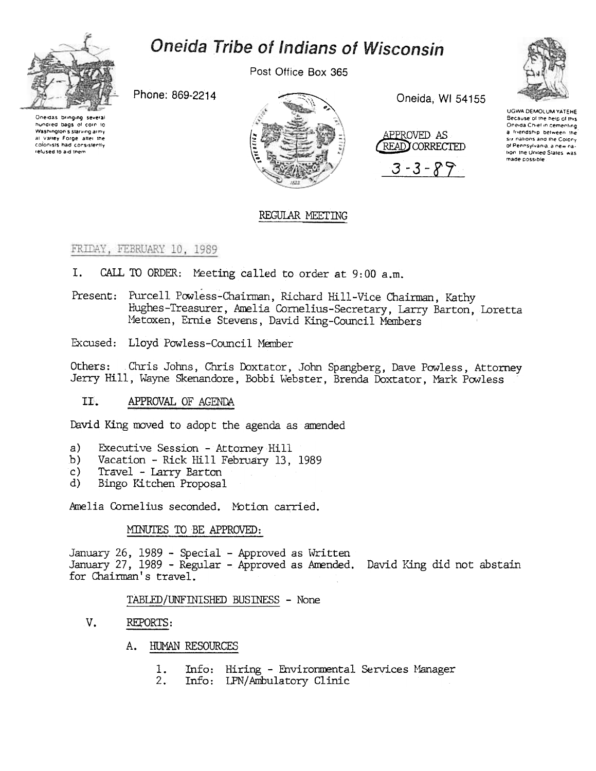# Oneida Tribe of Indians of Wisconsin

Post Office Box 365

Phone: 869-2214

Oneida, WI 54155

Oneidas bringing several hundred bags of corn to Washington's starving army at Valley Forge after the colonists had consistently refused to aid them

UGWA DEMOLUM YATEHE
Because of the help of this Oneida Chief in cementing a friendship between the six nations and the Colony of Pennsylvania, a new nation the United States was made possible

APPROVED AS READ/CORRECTED
3-3-89

## REGULAR MEETING

FRIDAY, FEBRUARY 10, 1989

I. CALL TO ORDER: Meeting called to order at 9:00 a.m.

Present: Purcell Powless-Chairman, Richard Hill-Vice Chairman, Kathy Hughes-Treasurer, Amelia Cornelius-Secretary, Larry Barton, Loretta Metoxen, Ernie Stevens, David King-Council Members

Excused: Lloyd Powless-Council Member

Others: Chris Johns, Chris Doxtator, John Spangberg, Dave Powless, Attorney Jerry Hill, Wayne Skenandore, Bobbi Webster, Brenda Doxtator, Mark Powless

II. APPROVAL OF AGENDA

David King moved to adopt the agenda as amended

a) Executive Session - Attorney Hill
b) Vacation - Rick Hill February 13, 1989
c) Travel - Larry Barton
d) Bingo Kitchen Proposal

Amelia Cornelius seconded. Motion carried.

MINUTES TO BE APPROVED:

January 26, 1989 - Special - Approved as Written
January 27, 1989 - Regular - Approved as Amended. David King did not abstain for Chairman's travel.

TABLED/UNFINISHED BUSINESS - None

V. REPORTS:

A. HUMAN RESOURCES

1. Info: Hiring - Environmental Services Manager
2. Info: LPN/Ambulatory Clinic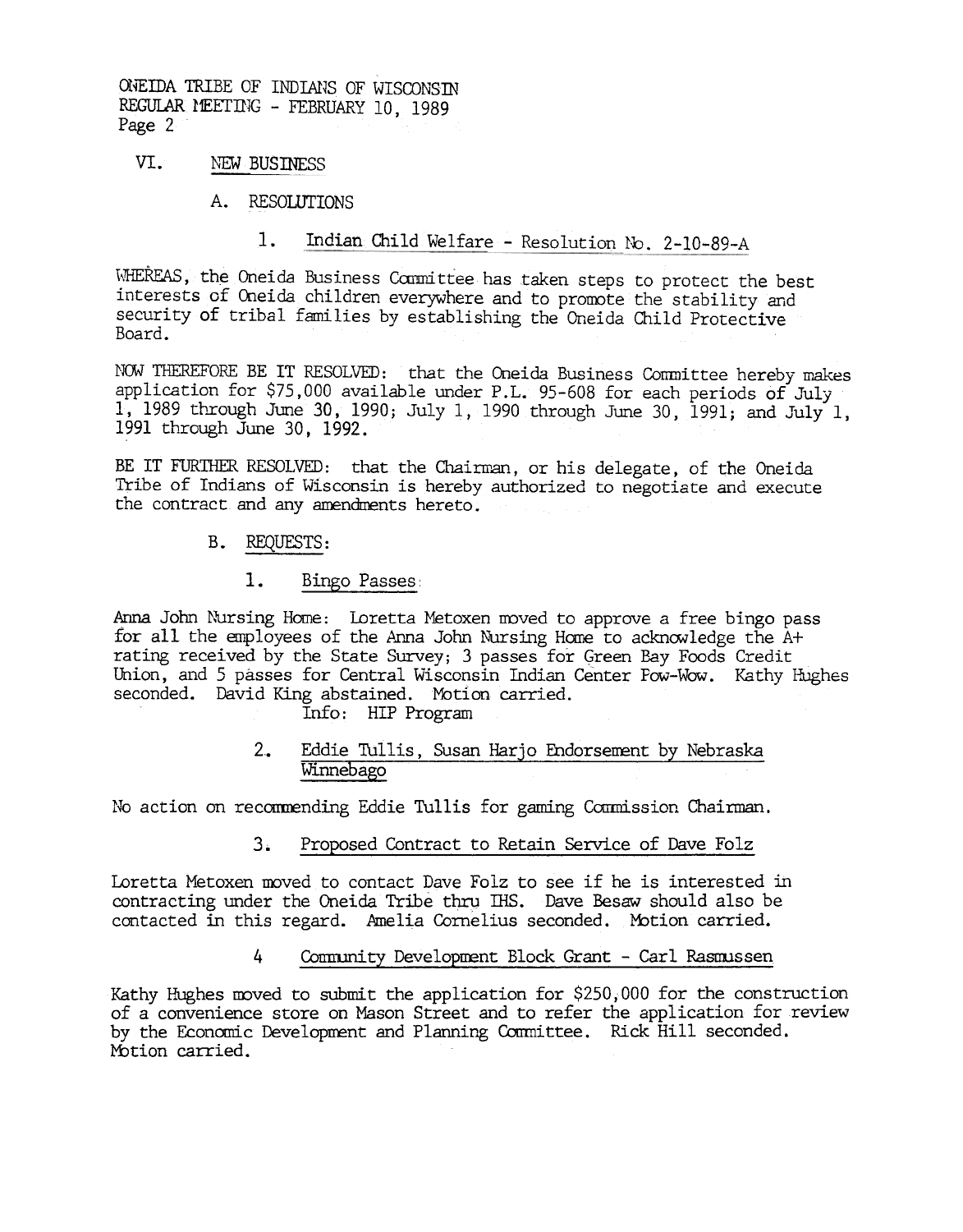## VI. NEW BUSINESS

### A. RESOLUTIONS

#### 1. Indian Child Welfare - Resolution No. 2-10-89-A

WHEREAS, the Oneida Business Committee has taken steps to protect the best interests of Oneida children everywhere and to promote the stability and security of tribal families by establishing the Oneida Child Protective Board.

NOW THEREFORE BE IT RESOLVED: that the Oneida Business Committee hereby makes application for $75,000 available under P.L. 95-608 for each periods of July 1, 1989 through June 30, 1990; July 1, 1990 through June 30, 1991; and July 1, 1991 through June 30, 1992.

BE IT FURTHER RESOLVED: that the Chairman, or his delegate, of the Oneida Tribe of Indians of Wisconsin is hereby authorized to negotiate and execute the contract and any amendments hereto.

### B. REQUESTS:

#### 1. Bingo Passes

Anna John Nursing Home: Loretta Metoxen moved to approve a free bingo pass for all the employees of the Anna John Nursing Home to acknowledge the A+ rating received by the State Survey; 3 passes for Green Bay Foods Credit Union, and 5 passes for Central Wisconsin Indian Center Pow-Wow. Kathy Hughes seconded. David King abstained. Motion carried.

Info: HIP Program

#### 2. Eddie Tullis, Susan Harjo Endorsement by Nebraska Winnebago

No action on recommending Eddie Tullis for gaming Commission Chairman.

#### 3. Proposed Contract to Retain Service of Dave Folz

Loretta Metoxen moved to contact Dave Folz to see if he is interested in contracting under the Oneida Tribe thru IHS. Dave Besaw should also be contacted in this regard. Amelia Cornelius seconded. Motion carried.

#### 4 Community Development Block Grant - Carl Rasmussen

Kathy Hughes moved to submit the application for $250,000 for the construction of a convenience store on Mason Street and to refer the application for review by the Economic Development and Planning Committee. Rick Hill seconded. Motion carried.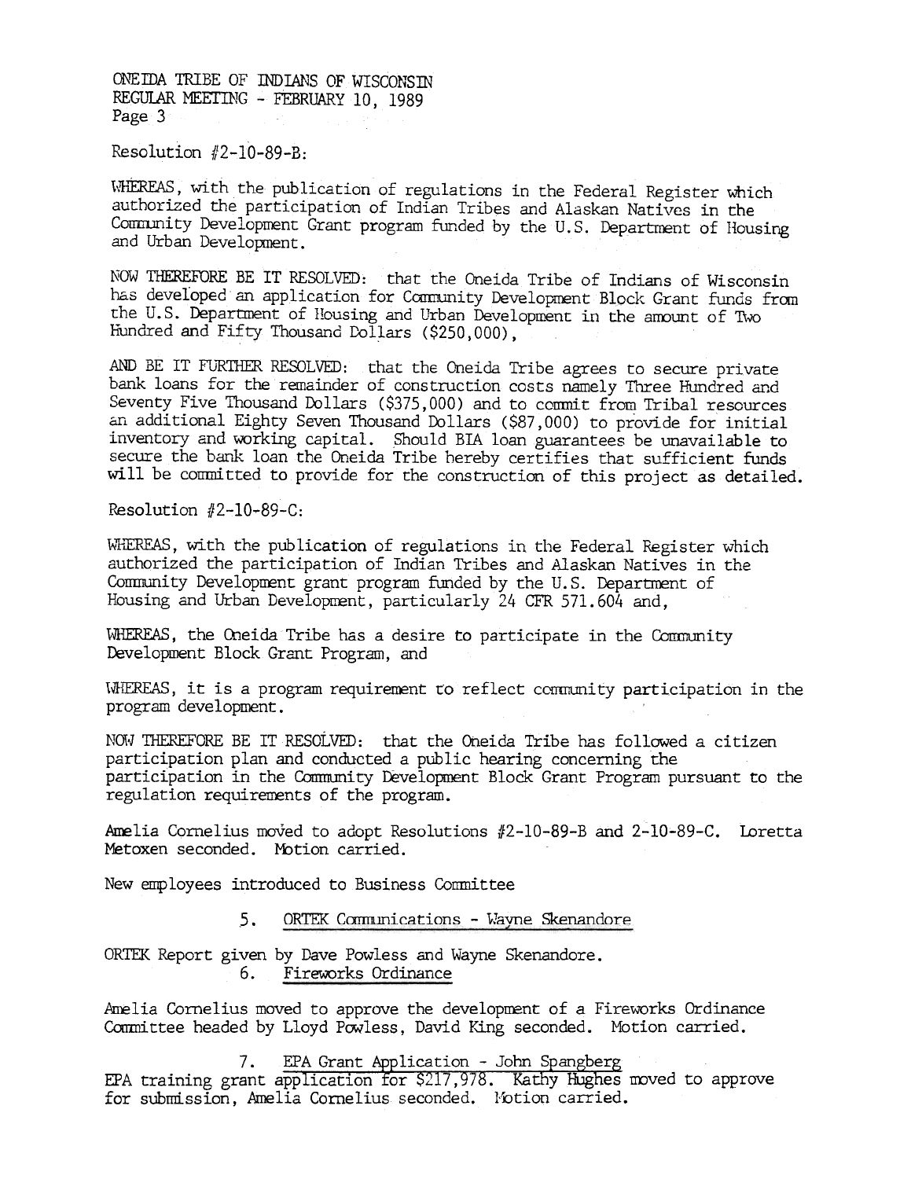Resolution #2-10-89-B:

WHEREAS, with the publication of regulations in the Federal Register which authorized the participation of Indian Tribes and Alaskan Natives in the Community Development Grant program funded by the U.S. Department of Housing and Urban Development.

NOW THEREFORE BE IT RESOLVED: that the Oneida Tribe of Indians of Wisconsin has developed an application for Community Development Block Grant funds from the U.S. Department of Housing and Urban Development in the amount of Two Hundred and Fifty Thousand Dollars ($250,000),

AND BE IT FURTHER RESOLVED: that the Oneida Tribe agrees to secure private bank loans for the remainder of construction costs namely Three Hundred and Seventy Five Thousand Dollars ($375,000) and to commit from Tribal resources an additional Eighty Seven Thousand Dollars ($87,000) to provide for initial inventory and working capital. Should BIA loan guarantees be unavailable to secure the bank loan the Oneida Tribe hereby certifies that sufficient funds will be committed to provide for the construction of this project as detailed.

Resolution #2-10-89-C:

WHEREAS, with the publication of regulations in the Federal Register which authorized the participation of Indian Tribes and Alaskan Natives in the Community Development grant program funded by the U.S. Department of Housing and Urban Development, particularly 24 CFR 571.604 and,

WHEREAS, the Oneida Tribe has a desire to participate in the Community Development Block Grant Program, and

WHEREAS, it is a program requirement to reflect community participation in the program development.

NOW THEREFORE BE IT RESOLVED: that the Oneida Tribe has followed a citizen participation plan and conducted a public hearing concerning the participation in the Community Development Block Grant Program pursuant to the regulation requirements of the program.

Amelia Cornelius moved to adopt Resolutions #2-10-89-B and 2-10-89-C. Loretta Metoxen seconded. Motion carried.

New employees introduced to Business Committee

5. ORTEK Communications - Wayne Skenandore

ORTEK Report given by Dave Powless and Wayne Skenandore.

6. Fireworks Ordinance

Amelia Cornelius moved to approve the development of a Fireworks Ordinance Committee headed by Lloyd Powless, David King seconded. Motion carried.

7. EPA Grant Application - John Spangberg

EPA training grant application for $217,978. Kathy Hughes moved to approve for submission, Amelia Cornelius seconded. Motion carried.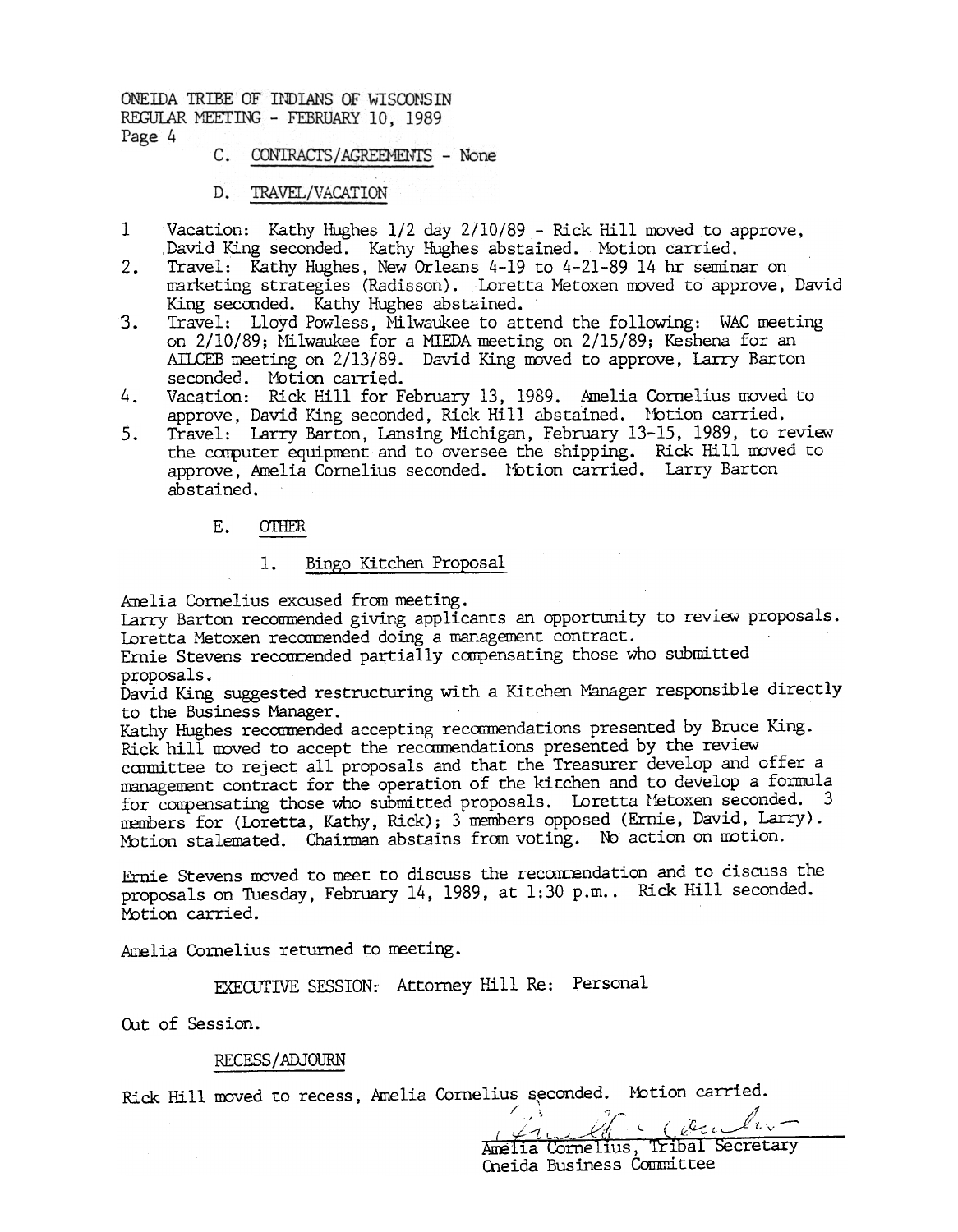C. CONTRACTS/AGREEMENTS - None

D. TRAVEL/VACATION

1. Vacation: Kathy Hughes 1/2 day 2/10/89 - Rick Hill moved to approve, David King seconded. Kathy Hughes abstained. Motion carried.
2. Travel: Kathy Hughes, New Orleans 4-19 to 4-21-89 14 hr seminar on marketing strategies (Radisson). Loretta Metoxen moved to approve, David King seconded. Kathy Hughes abstained.
3. Travel: Lloyd Powless, Milwaukee to attend the following: WAC meeting on 2/10/89; Milwaukee for a MIEDA meeting on 2/15/89; Keshena for an AILCEB meeting on 2/13/89. David King moved to approve, Larry Barton seconded. Motion carried.
4. Vacation: Rick Hill for February 13, 1989. Amelia Cornelius moved to approve, David King seconded, Rick Hill abstained. Motion carried.
5. Travel: Larry Barton, Lansing Michigan, February 13-15, 1989, to review the computer equipment and to oversee the shipping. Rick Hill moved to approve, Amelia Cornelius seconded. Motion carried. Larry Barton abstained.

E. OTHER

1. Bingo Kitchen Proposal

Amelia Cornelius excused from meeting.
Larry Barton recommended giving applicants an opportunity to review proposals.
Loretta Metoxen recommended doing a management contract.
Ernie Stevens recommended partially compensating those who submitted proposals.
David King suggested restructuring with a Kitchen Manager responsible directly to the Business Manager.
Kathy Hughes recommended accepting recommendations presented by Bruce King.
Rick hill moved to accept the recommendations presented by the review committee to reject all proposals and that the Treasurer develop and offer a management contract for the operation of the kitchen and to develop a formula for compensating those who submitted proposals. Loretta Metoxen seconded. 3 members for (Loretta, Kathy, Rick); 3 members opposed (Ernie, David, Larry). Motion stalemated. Chairman abstains from voting. No action on motion.

Ernie Stevens moved to meet to discuss the recommendation and to discuss the proposals on Tuesday, February 14, 1989, at 1:30 p.m.. Rick Hill seconded. Motion carried.

Amelia Cornelius returned to meeting.

EXECUTIVE SESSION: Attorney Hill Re: Personal

Out of Session.

RECESS/ADJOURN

Rick Hill moved to recess, Amelia Cornelius seconded. Motion carried.

Amelia Cornelius, Tribal Secretary
Oneida Business Committee